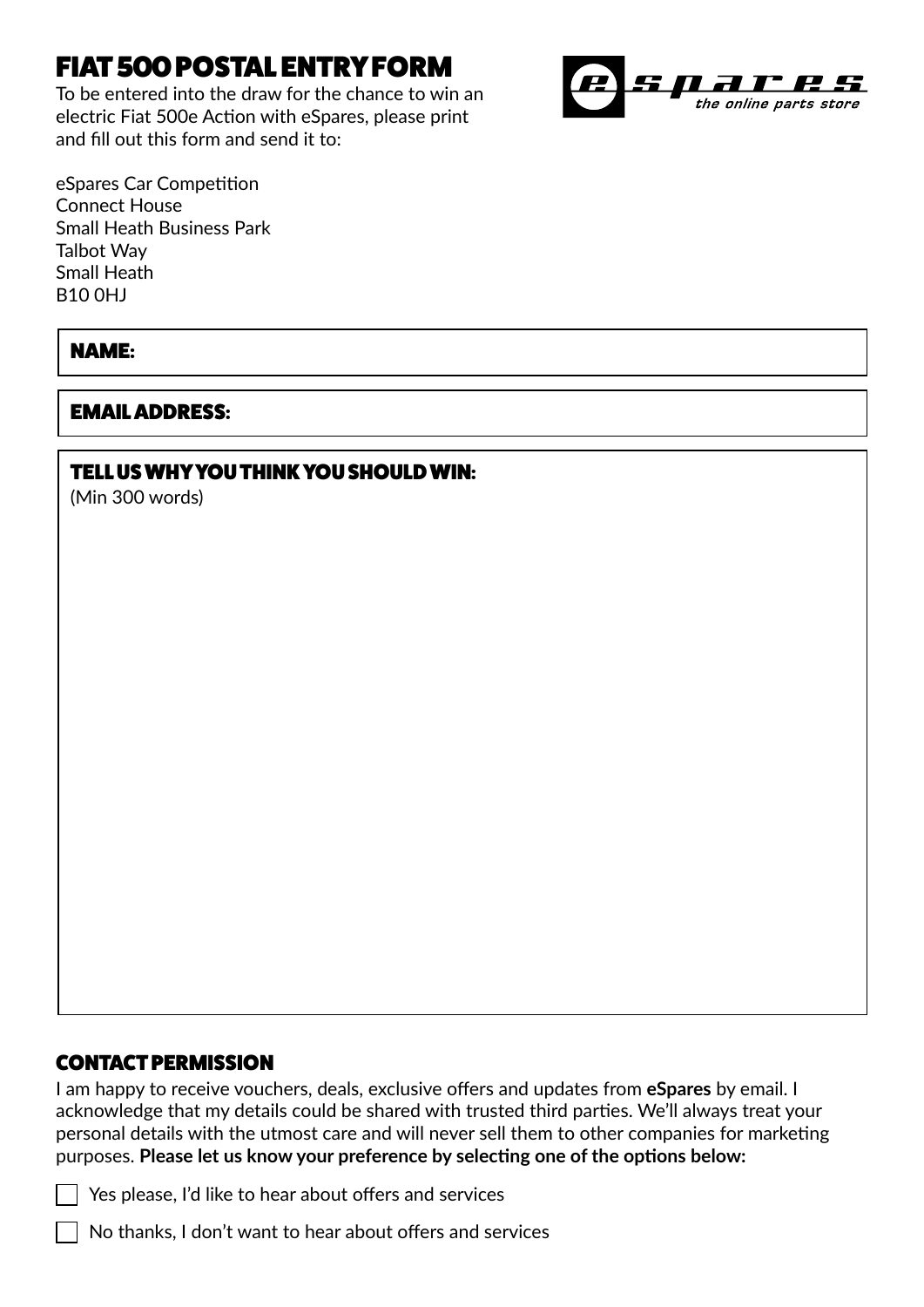# FIAT 500 POSTAL ENTRY FORM

To be entered into the draw for the chance to win an electric Fiat 500e Action with eSpares, please print and fill out this form and send it to:

eSpares Car Competition
Connect House
Small Heath Business Park
Talbot Way
Small Heath
B10 0HJ

**NAME:**

**EMAIL ADDRESS:**

**TELL US WHY YOU THINK YOU SHOULD WIN:**
(Min 300 words)

## CONTACT PERMISSION

I am happy to receive vouchers, deals, exclusive offers and updates from **eSpares** by email. I acknowledge that my details could be shared with trusted third parties. We'll always treat your personal details with the utmost care and will never sell them to other companies for marketing purposes. **Please let us know your preference by selecting one of the options below:**

- [ ] Yes please, I'd like to hear about offers and services
- [ ] No thanks, I don't want to hear about offers and services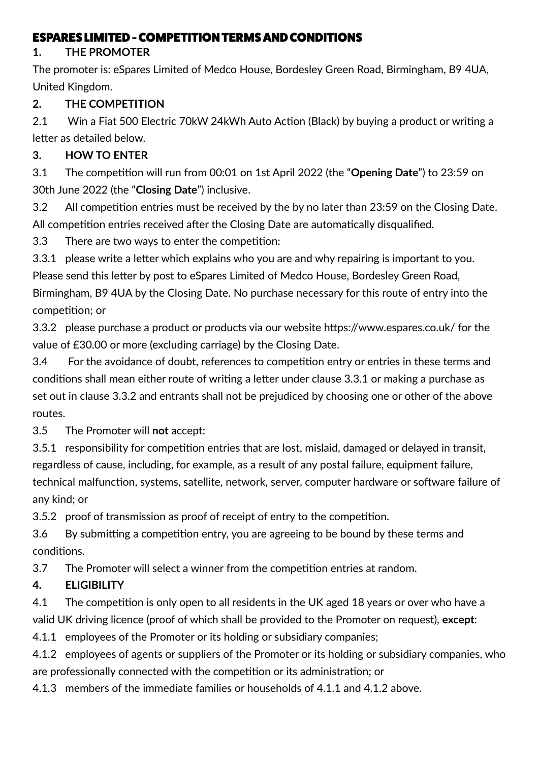# ESPARES LIMITED - COMPETITION TERMS AND CONDITIONS

**1. THE PROMOTER**

The promoter is: eSpares Limited of Medco House, Bordesley Green Road, Birmingham, B9 4UA, United Kingdom.

**2. THE COMPETITION**

2.1 Win a Fiat 500 Electric 70kW 24kWh Auto Action (Black) by buying a product or writing a letter as detailed below.

**3. HOW TO ENTER**

3.1 The competition will run from 00:01 on 1st April 2022 (the "**Opening Date**") to 23:59 on 30th June 2022 (the "**Closing Date**") inclusive.

3.2 All competition entries must be received by the by no later than 23:59 on the Closing Date. All competition entries received after the Closing Date are automatically disqualified.

3.3 There are two ways to enter the competition:

3.3.1 please write a letter which explains who you are and why repairing is important to you. Please send this letter by post to eSpares Limited of Medco House, Bordesley Green Road, Birmingham, B9 4UA by the Closing Date. No purchase necessary for this route of entry into the competition; or

3.3.2 please purchase a product or products via our website https://www.espares.co.uk/ for the value of £30.00 or more (excluding carriage) by the Closing Date.

3.4 For the avoidance of doubt, references to competition entry or entries in these terms and conditions shall mean either route of writing a letter under clause 3.3.1 or making a purchase as set out in clause 3.3.2 and entrants shall not be prejudiced by choosing one or other of the above routes.

3.5 The Promoter will **not** accept:

3.5.1 responsibility for competition entries that are lost, mislaid, damaged or delayed in transit, regardless of cause, including, for example, as a result of any postal failure, equipment failure, technical malfunction, systems, satellite, network, server, computer hardware or software failure of any kind; or

3.5.2 proof of transmission as proof of receipt of entry to the competition.

3.6 By submitting a competition entry, you are agreeing to be bound by these terms and conditions.

3.7 The Promoter will select a winner from the competition entries at random.

**4. ELIGIBILITY**

4.1 The competition is only open to all residents in the UK aged 18 years or over who have a valid UK driving licence (proof of which shall be provided to the Promoter on request), **except**:

4.1.1 employees of the Promoter or its holding or subsidiary companies;

4.1.2 employees of agents or suppliers of the Promoter or its holding or subsidiary companies, who are professionally connected with the competition or its administration; or

4.1.3 members of the immediate families or households of 4.1.1 and 4.1.2 above.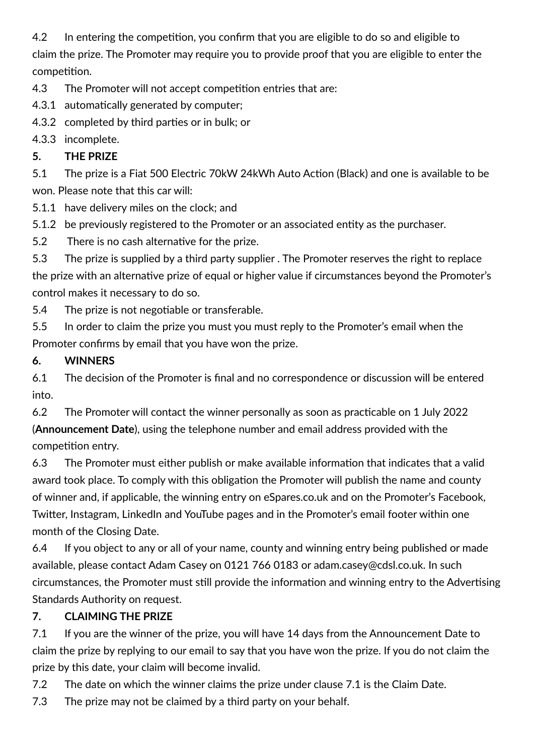4.2 In entering the competition, you confirm that you are eligible to do so and eligible to claim the prize. The Promoter may require you to provide proof that you are eligible to enter the competition.

4.3 The Promoter will not accept competition entries that are:

4.3.1 automatically generated by computer;

4.3.2 completed by third parties or in bulk; or

4.3.3 incomplete.

**5. THE PRIZE**

5.1 The prize is a Fiat 500 Electric 70kW 24kWh Auto Action (Black) and one is available to be won. Please note that this car will:

5.1.1 have delivery miles on the clock; and

5.1.2 be previously registered to the Promoter or an associated entity as the purchaser.

5.2 There is no cash alternative for the prize.

5.3 The prize is supplied by a third party supplier . The Promoter reserves the right to replace the prize with an alternative prize of equal or higher value if circumstances beyond the Promoter's control makes it necessary to do so.

5.4 The prize is not negotiable or transferable.

5.5 In order to claim the prize you must you must reply to the Promoter's email when the Promoter confirms by email that you have won the prize.

**6. WINNERS**

6.1 The decision of the Promoter is final and no correspondence or discussion will be entered into.

6.2 The Promoter will contact the winner personally as soon as practicable on 1 July 2022 (**Announcement Date**), using the telephone number and email address provided with the competition entry.

6.3 The Promoter must either publish or make available information that indicates that a valid award took place. To comply with this obligation the Promoter will publish the name and county of winner and, if applicable, the winning entry on eSpares.co.uk and on the Promoter's Facebook, Twitter, Instagram, LinkedIn and YouTube pages and in the Promoter's email footer within one month of the Closing Date.

6.4 If you object to any or all of your name, county and winning entry being published or made available, please contact Adam Casey on 0121 766 0183 or adam.casey@cdsl.co.uk. In such circumstances, the Promoter must still provide the information and winning entry to the Advertising Standards Authority on request.

**7. CLAIMING THE PRIZE**

7.1 If you are the winner of the prize, you will have 14 days from the Announcement Date to claim the prize by replying to our email to say that you have won the prize. If you do not claim the prize by this date, your claim will become invalid.

7.2 The date on which the winner claims the prize under clause 7.1 is the Claim Date.

7.3 The prize may not be claimed by a third party on your behalf.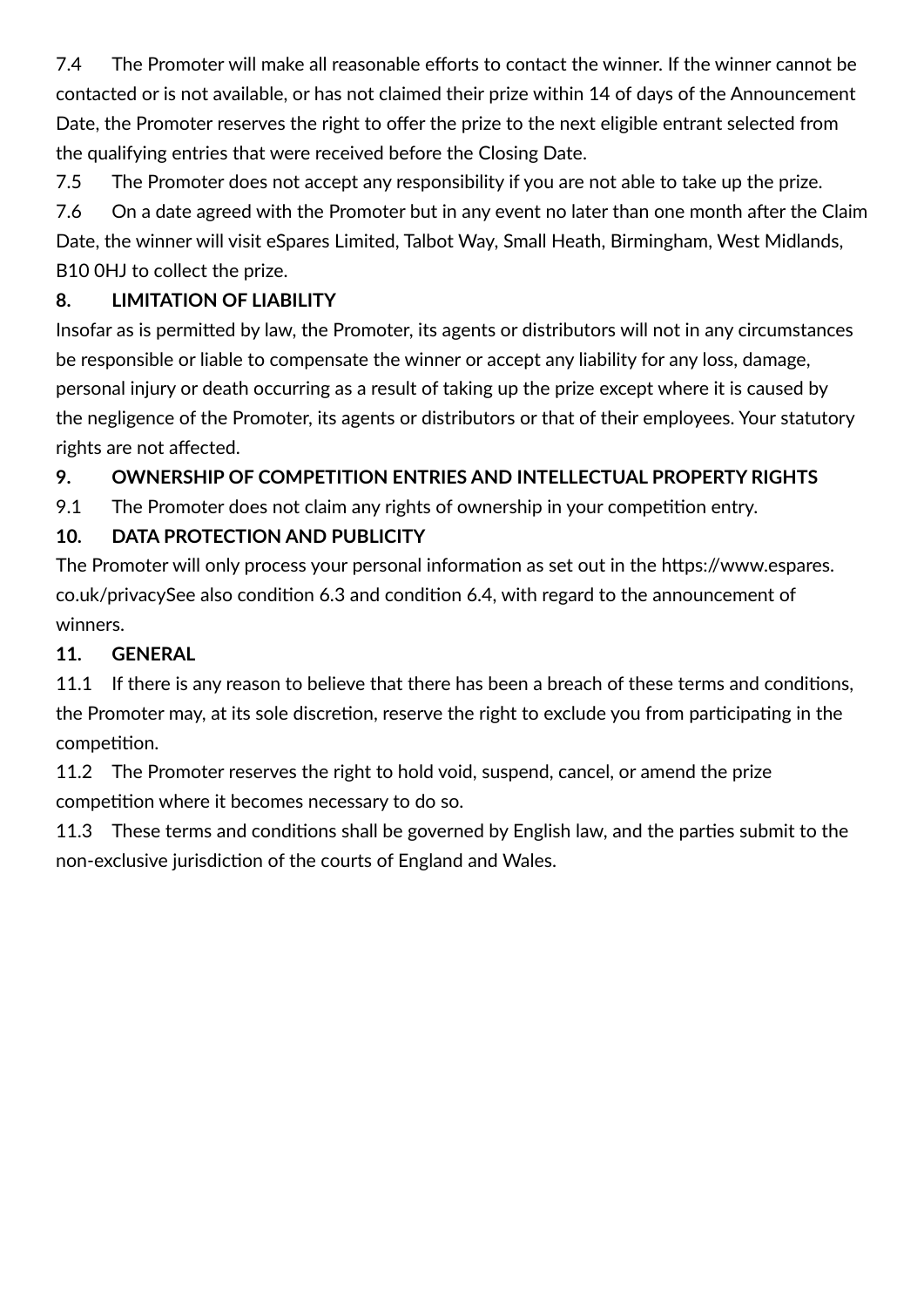7.4 The Promoter will make all reasonable efforts to contact the winner. If the winner cannot be contacted or is not available, or has not claimed their prize within 14 of days of the Announcement Date, the Promoter reserves the right to offer the prize to the next eligible entrant selected from the qualifying entries that were received before the Closing Date.

7.5 The Promoter does not accept any responsibility if you are not able to take up the prize.

7.6 On a date agreed with the Promoter but in any event no later than one month after the Claim Date, the winner will visit eSpares Limited, Talbot Way, Small Heath, Birmingham, West Midlands, B10 0HJ to collect the prize.

**8. LIMITATION OF LIABILITY**

Insofar as is permitted by law, the Promoter, its agents or distributors will not in any circumstances be responsible or liable to compensate the winner or accept any liability for any loss, damage, personal injury or death occurring as a result of taking up the prize except where it is caused by the negligence of the Promoter, its agents or distributors or that of their employees. Your statutory rights are not affected.

**9. OWNERSHIP OF COMPETITION ENTRIES AND INTELLECTUAL PROPERTY RIGHTS**

9.1 The Promoter does not claim any rights of ownership in your competition entry.

**10. DATA PROTECTION AND PUBLICITY**

The Promoter will only process your personal information as set out in the https://www.espares.co.uk/privacySee also condition 6.3 and condition 6.4, with regard to the announcement of winners.

**11. GENERAL**

11.1 If there is any reason to believe that there has been a breach of these terms and conditions, the Promoter may, at its sole discretion, reserve the right to exclude you from participating in the competition.

11.2 The Promoter reserves the right to hold void, suspend, cancel, or amend the prize competition where it becomes necessary to do so.

11.3 These terms and conditions shall be governed by English law, and the parties submit to the non-exclusive jurisdiction of the courts of England and Wales.